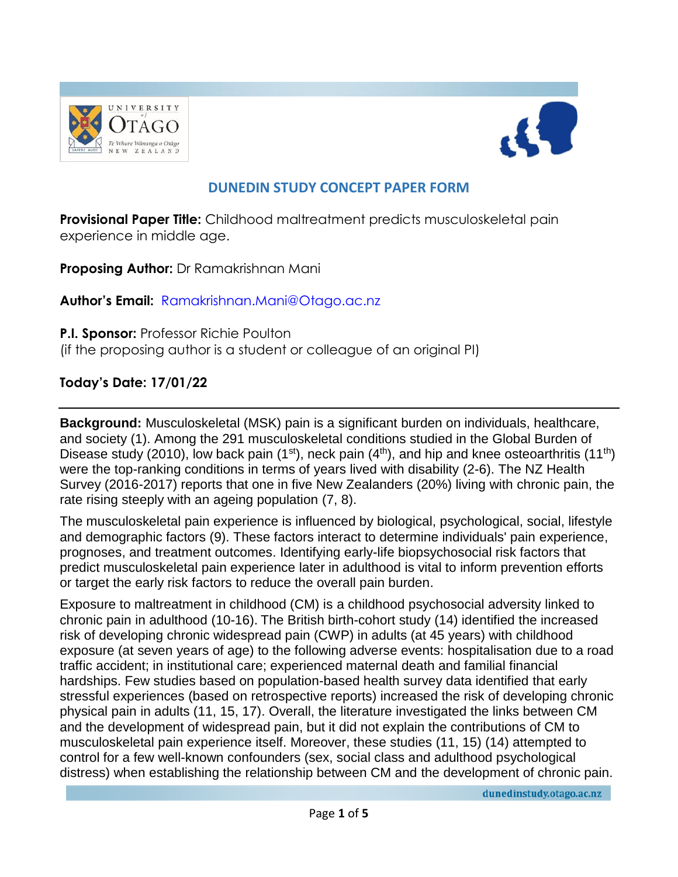## DUNEDIN STUDY CONCEPT PAPER FORM

**Provisional Paper Title:** Childhood maltreatment predicts musculoskeletal pain experience in middle age.

**Proposing Author:** Dr Ramakrishnan Mani

**Author's Email:** Ramakrishnan.Mani@Otago.ac.nz

**P.I. Sponsor:** Professor Richie Poulton
(if the proposing author is a student or colleague of an original PI)

**Today's Date: 17/01/22**

---

**Background:** Musculoskeletal (MSK) pain is a significant burden on individuals, healthcare, and society (1). Among the 291 musculoskeletal conditions studied in the Global Burden of Disease study (2010), low back pain (1st), neck pain (4th), and hip and knee osteoarthritis (11th) were the top-ranking conditions in terms of years lived with disability (2-6). The NZ Health Survey (2016-2017) reports that one in five New Zealanders (20%) living with chronic pain, the rate rising steeply with an ageing population (7, 8).

The musculoskeletal pain experience is influenced by biological, psychological, social, lifestyle and demographic factors (9). These factors interact to determine individuals' pain experience, prognoses, and treatment outcomes. Identifying early-life biopsychosocial risk factors that predict musculoskeletal pain experience later in adulthood is vital to inform prevention efforts or target the early risk factors to reduce the overall pain burden.

Exposure to maltreatment in childhood (CM) is a childhood psychosocial adversity linked to chronic pain in adulthood (10-16). The British birth-cohort study (14) identified the increased risk of developing chronic widespread pain (CWP) in adults (at 45 years) with childhood exposure (at seven years of age) to the following adverse events: hospitalisation due to a road traffic accident; in institutional care; experienced maternal death and familial financial hardships. Few studies based on population-based health survey data identified that early stressful experiences (based on retrospective reports) increased the risk of developing chronic physical pain in adults (11, 15, 17). Overall, the literature investigated the links between CM and the development of widespread pain, but it did not explain the contributions of CM to musculoskeletal pain experience itself. Moreover, these studies (11, 15) (14) attempted to control for a few well-known confounders (sex, social class and adulthood psychological distress) when establishing the relationship between CM and the development of chronic pain.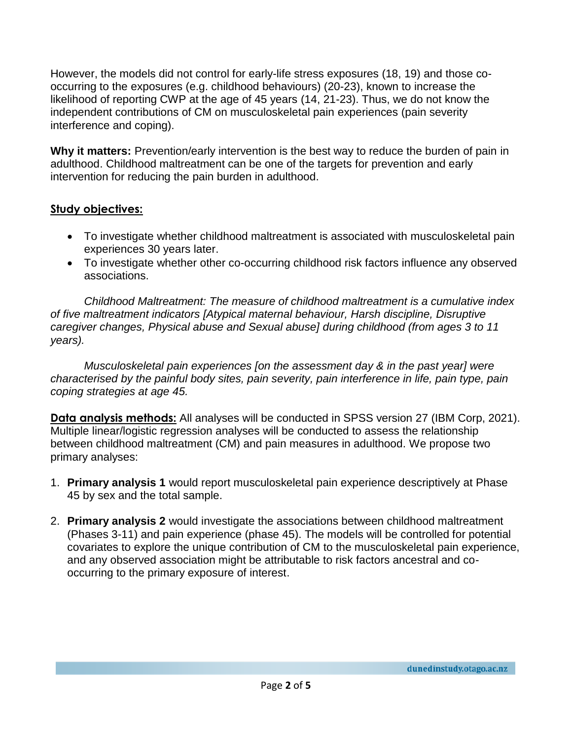However, the models did not control for early-life stress exposures (18, 19) and those co-occurring to the exposures (e.g. childhood behaviours) (20-23), known to increase the likelihood of reporting CWP at the age of 45 years (14, 21-23). Thus, we do not know the independent contributions of CM on musculoskeletal pain experiences (pain severity interference and coping).

**Why it matters:** Prevention/early intervention is the best way to reduce the burden of pain in adulthood. Childhood maltreatment can be one of the targets for prevention and early intervention for reducing the pain burden in adulthood.

## Study objectives:

- To investigate whether childhood maltreatment is associated with musculoskeletal pain experiences 30 years later.
- To investigate whether other co-occurring childhood risk factors influence any observed associations.

*Childhood Maltreatment: The measure of childhood maltreatment is a cumulative index of five maltreatment indicators [Atypical maternal behaviour, Harsh discipline, Disruptive caregiver changes, Physical abuse and Sexual abuse] during childhood (from ages 3 to 11 years).*

*Musculoskeletal pain experiences [on the assessment day & in the past year] were characterised by the painful body sites, pain severity, pain interference in life, pain type, pain coping strategies at age 45.*

**Data analysis methods:** All analyses will be conducted in SPSS version 27 (IBM Corp, 2021). Multiple linear/logistic regression analyses will be conducted to assess the relationship between childhood maltreatment (CM) and pain measures in adulthood. We propose two primary analyses:

1. **Primary analysis 1** would report musculoskeletal pain experience descriptively at Phase 45 by sex and the total sample.

2. **Primary analysis 2** would investigate the associations between childhood maltreatment (Phases 3-11) and pain experience (phase 45). The models will be controlled for potential covariates to explore the unique contribution of CM to the musculoskeletal pain experience, and any observed association might be attributable to risk factors ancestral and co-occurring to the primary exposure of interest.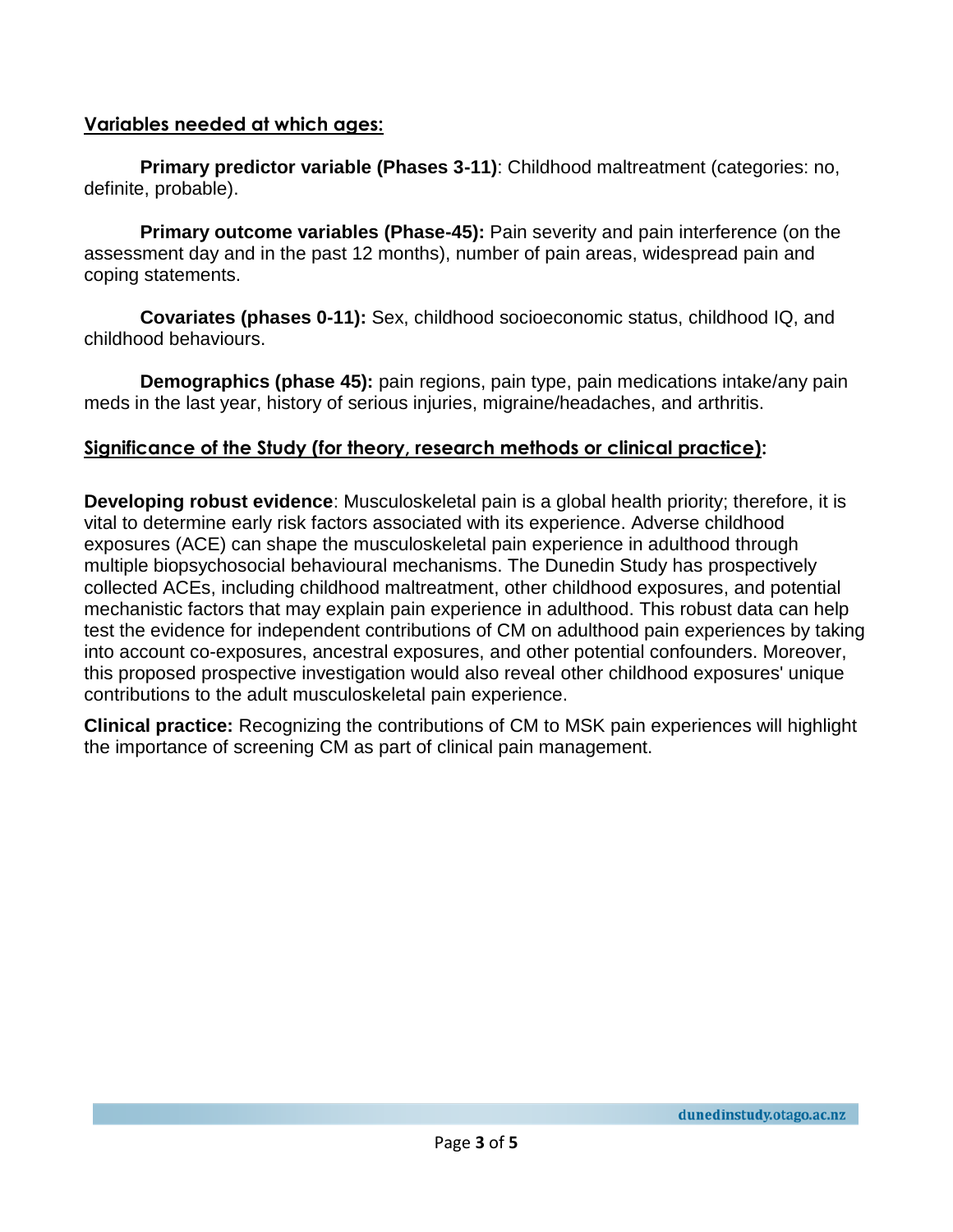## Variables needed at which ages:

**Primary predictor variable (Phases 3-11)**: Childhood maltreatment (categories: no, definite, probable).

**Primary outcome variables (Phase-45):** Pain severity and pain interference (on the assessment day and in the past 12 months), number of pain areas, widespread pain and coping statements.

**Covariates (phases 0-11):** Sex, childhood socioeconomic status, childhood IQ, and childhood behaviours.

**Demographics (phase 45):** pain regions, pain type, pain medications intake/any pain meds in the last year, history of serious injuries, migraine/headaches, and arthritis.

## Significance of the Study (for theory, research methods or clinical practice):

**Developing robust evidence**: Musculoskeletal pain is a global health priority; therefore, it is vital to determine early risk factors associated with its experience. Adverse childhood exposures (ACE) can shape the musculoskeletal pain experience in adulthood through multiple biopsychosocial behavioural mechanisms. The Dunedin Study has prospectively collected ACEs, including childhood maltreatment, other childhood exposures, and potential mechanistic factors that may explain pain experience in adulthood. This robust data can help test the evidence for independent contributions of CM on adulthood pain experiences by taking into account co-exposures, ancestral exposures, and other potential confounders. Moreover, this proposed prospective investigation would also reveal other childhood exposures' unique contributions to the adult musculoskeletal pain experience.

**Clinical practice:** Recognizing the contributions of CM to MSK pain experiences will highlight the importance of screening CM as part of clinical pain management.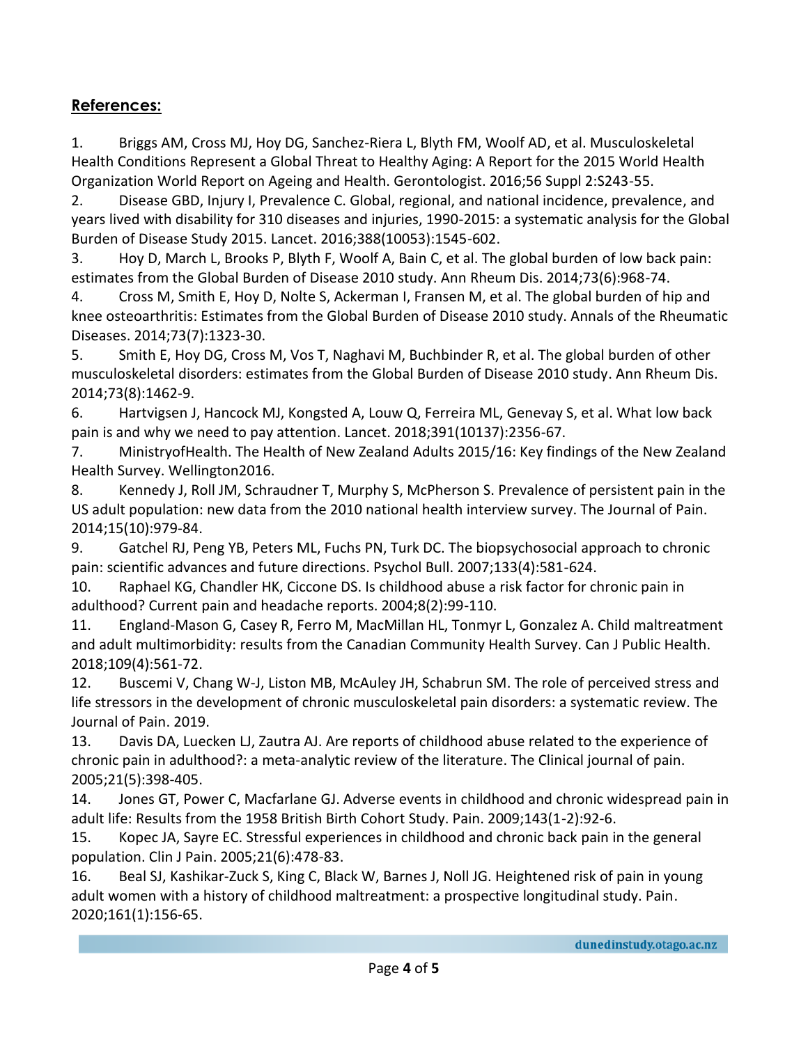## **References:**

1. Briggs AM, Cross MJ, Hoy DG, Sanchez-Riera L, Blyth FM, Woolf AD, et al. Musculoskeletal Health Conditions Represent a Global Threat to Healthy Aging: A Report for the 2015 World Health Organization World Report on Ageing and Health. Gerontologist. 2016;56 Suppl 2:S243-55.
2. Disease GBD, Injury I, Prevalence C. Global, regional, and national incidence, prevalence, and years lived with disability for 310 diseases and injuries, 1990-2015: a systematic analysis for the Global Burden of Disease Study 2015. Lancet. 2016;388(10053):1545-602.
3. Hoy D, March L, Brooks P, Blyth F, Woolf A, Bain C, et al. The global burden of low back pain: estimates from the Global Burden of Disease 2010 study. Ann Rheum Dis. 2014;73(6):968-74.
4. Cross M, Smith E, Hoy D, Nolte S, Ackerman I, Fransen M, et al. The global burden of hip and knee osteoarthritis: Estimates from the Global Burden of Disease 2010 study. Annals of the Rheumatic Diseases. 2014;73(7):1323-30.
5. Smith E, Hoy DG, Cross M, Vos T, Naghavi M, Buchbinder R, et al. The global burden of other musculoskeletal disorders: estimates from the Global Burden of Disease 2010 study. Ann Rheum Dis. 2014;73(8):1462-9.
6. Hartvigsen J, Hancock MJ, Kongsted A, Louw Q, Ferreira ML, Genevay S, et al. What low back pain is and why we need to pay attention. Lancet. 2018;391(10137):2356-67.
7. MinistryofHealth. The Health of New Zealand Adults 2015/16: Key findings of the New Zealand Health Survey. Wellington2016.
8. Kennedy J, Roll JM, Schraudner T, Murphy S, McPherson S. Prevalence of persistent pain in the US adult population: new data from the 2010 national health interview survey. The Journal of Pain. 2014;15(10):979-84.
9. Gatchel RJ, Peng YB, Peters ML, Fuchs PN, Turk DC. The biopsychosocial approach to chronic pain: scientific advances and future directions. Psychol Bull. 2007;133(4):581-624.
10. Raphael KG, Chandler HK, Ciccone DS. Is childhood abuse a risk factor for chronic pain in adulthood? Current pain and headache reports. 2004;8(2):99-110.
11. England-Mason G, Casey R, Ferro M, MacMillan HL, Tonmyr L, Gonzalez A. Child maltreatment and adult multimorbidity: results from the Canadian Community Health Survey. Can J Public Health. 2018;109(4):561-72.
12. Buscemi V, Chang W-J, Liston MB, McAuley JH, Schabrun SM. The role of perceived stress and life stressors in the development of chronic musculoskeletal pain disorders: a systematic review. The Journal of Pain. 2019.
13. Davis DA, Luecken LJ, Zautra AJ. Are reports of childhood abuse related to the experience of chronic pain in adulthood?: a meta-analytic review of the literature. The Clinical journal of pain. 2005;21(5):398-405.
14. Jones GT, Power C, Macfarlane GJ. Adverse events in childhood and chronic widespread pain in adult life: Results from the 1958 British Birth Cohort Study. Pain. 2009;143(1-2):92-6.
15. Kopec JA, Sayre EC. Stressful experiences in childhood and chronic back pain in the general population. Clin J Pain. 2005;21(6):478-83.
16. Beal SJ, Kashikar-Zuck S, King C, Black W, Barnes J, Noll JG. Heightened risk of pain in young adult women with a history of childhood maltreatment: a prospective longitudinal study. Pain. 2020;161(1):156-65.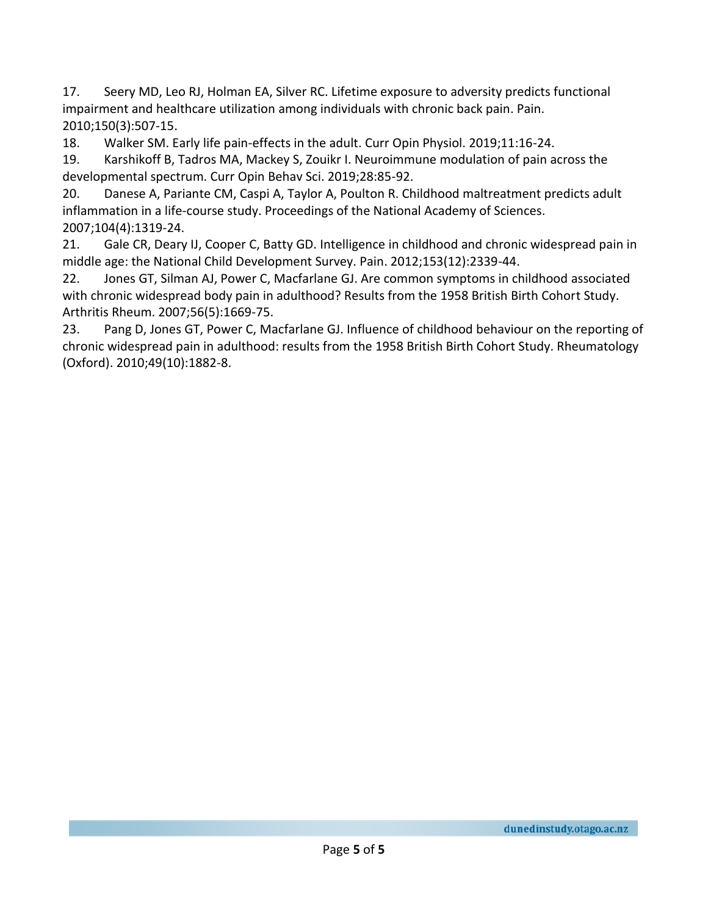17. Seery MD, Leo RJ, Holman EA, Silver RC. Lifetime exposure to adversity predicts functional impairment and healthcare utilization among individuals with chronic back pain. Pain. 2010;150(3):507-15.
18. Walker SM. Early life pain-effects in the adult. Curr Opin Physiol. 2019;11:16-24.
19. Karshikoff B, Tadros MA, Mackey S, Zouikr I. Neuroimmune modulation of pain across the developmental spectrum. Curr Opin Behav Sci. 2019;28:85-92.
20. Danese A, Pariante CM, Caspi A, Taylor A, Poulton R. Childhood maltreatment predicts adult inflammation in a life-course study. Proceedings of the National Academy of Sciences. 2007;104(4):1319-24.
21. Gale CR, Deary IJ, Cooper C, Batty GD. Intelligence in childhood and chronic widespread pain in middle age: the National Child Development Survey. Pain. 2012;153(12):2339-44.
22. Jones GT, Silman AJ, Power C, Macfarlane GJ. Are common symptoms in childhood associated with chronic widespread body pain in adulthood? Results from the 1958 British Birth Cohort Study. Arthritis Rheum. 2007;56(5):1669-75.
23. Pang D, Jones GT, Power C, Macfarlane GJ. Influence of childhood behaviour on the reporting of chronic widespread pain in adulthood: results from the 1958 British Birth Cohort Study. Rheumatology (Oxford). 2010;49(10):1882-8.